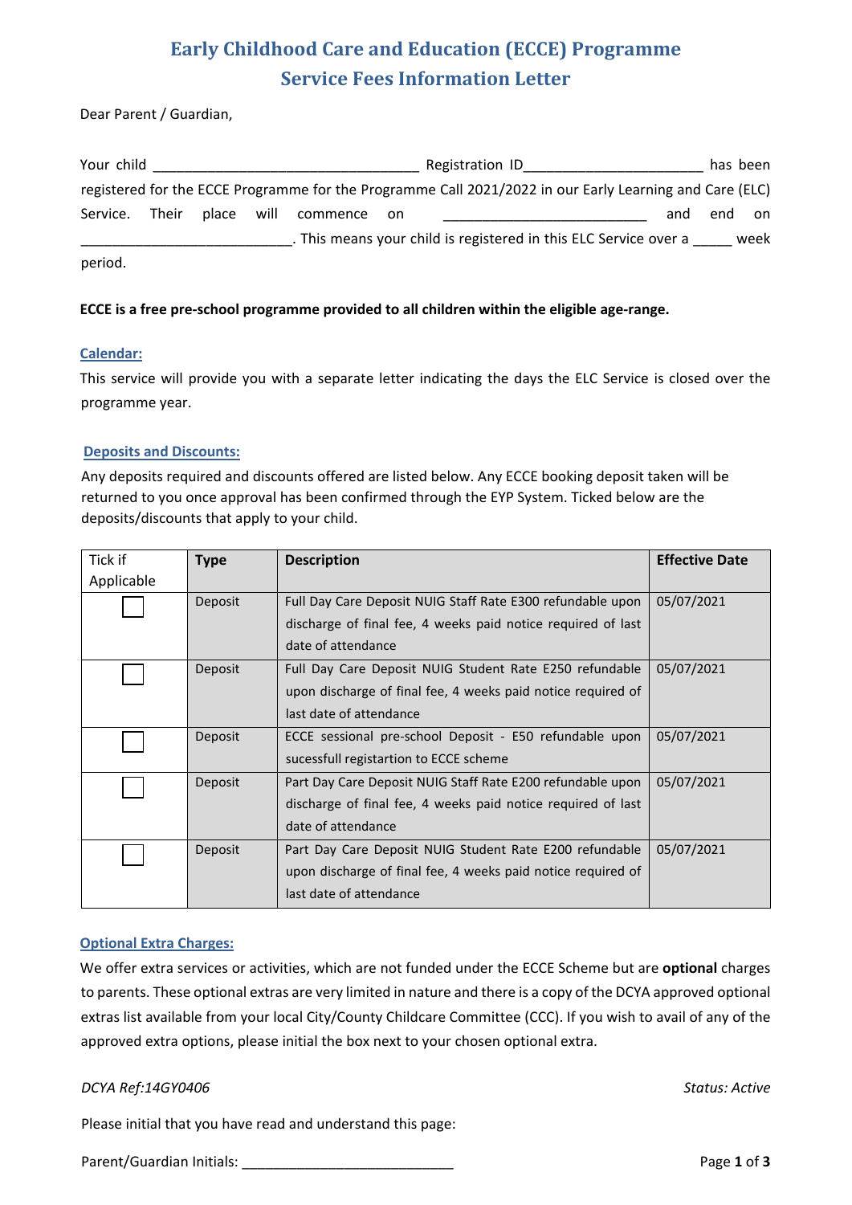# Early Childhood Care and Education (ECCE) Programme
## Service Fees Information Letter

Dear Parent / Guardian,

Your child ________________________________ Registration ID_____________________ has been registered for the ECCE Programme for the Programme Call 2021/2022 in our Early Learning and Care (ELC) Service. Their place will commence on ________________________ and end on _________________________. This means your child is registered in this ELC Service over a _____ week period.

**ECCE is a free pre-school programme provided to all children within the eligible age-range.**

### Calendar:

This service will provide you with a separate letter indicating the days the ELC Service is closed over the programme year.

### Deposits and Discounts:

Any deposits required and discounts offered are listed below. Any ECCE booking deposit taken will be returned to you once approval has been confirmed through the EYP System. Ticked below are the deposits/discounts that apply to your child.

| Tick if Applicable | Type | Description | Effective Date |
|---|---|---|---|
| ☐ | Deposit | Full Day Care Deposit NUIG Staff Rate E300 refundable upon discharge of final fee, 4 weeks paid notice required of last date of attendance | 05/07/2021 |
| ☐ | Deposit | Full Day Care Deposit NUIG Student Rate E250 refundable upon discharge of final fee, 4 weeks paid notice required of last date of attendance | 05/07/2021 |
| ☐ | Deposit | ECCE sessional pre-school Deposit - E50 refundable upon sucessfull registartion to ECCE scheme | 05/07/2021 |
| ☐ | Deposit | Part Day Care Deposit NUIG Staff Rate E200 refundable upon discharge of final fee, 4 weeks paid notice required of last date of attendance | 05/07/2021 |
| ☐ | Deposit | Part Day Care Deposit NUIG Student Rate E200 refundable upon discharge of final fee, 4 weeks paid notice required of last date of attendance | 05/07/2021 |

### Optional Extra Charges:

We offer extra services or activities, which are not funded under the ECCE Scheme but are **optional** charges to parents. These optional extras are very limited in nature and there is a copy of the DCYA approved optional extras list available from your local City/County Childcare Committee (CCC). If you wish to avail of any of the approved extra options, please initial the box next to your chosen optional extra.

*DCYA Ref:14GY0406* *Status: Active*

Please initial that you have read and understand this page:

Parent/Guardian Initials: ___________________________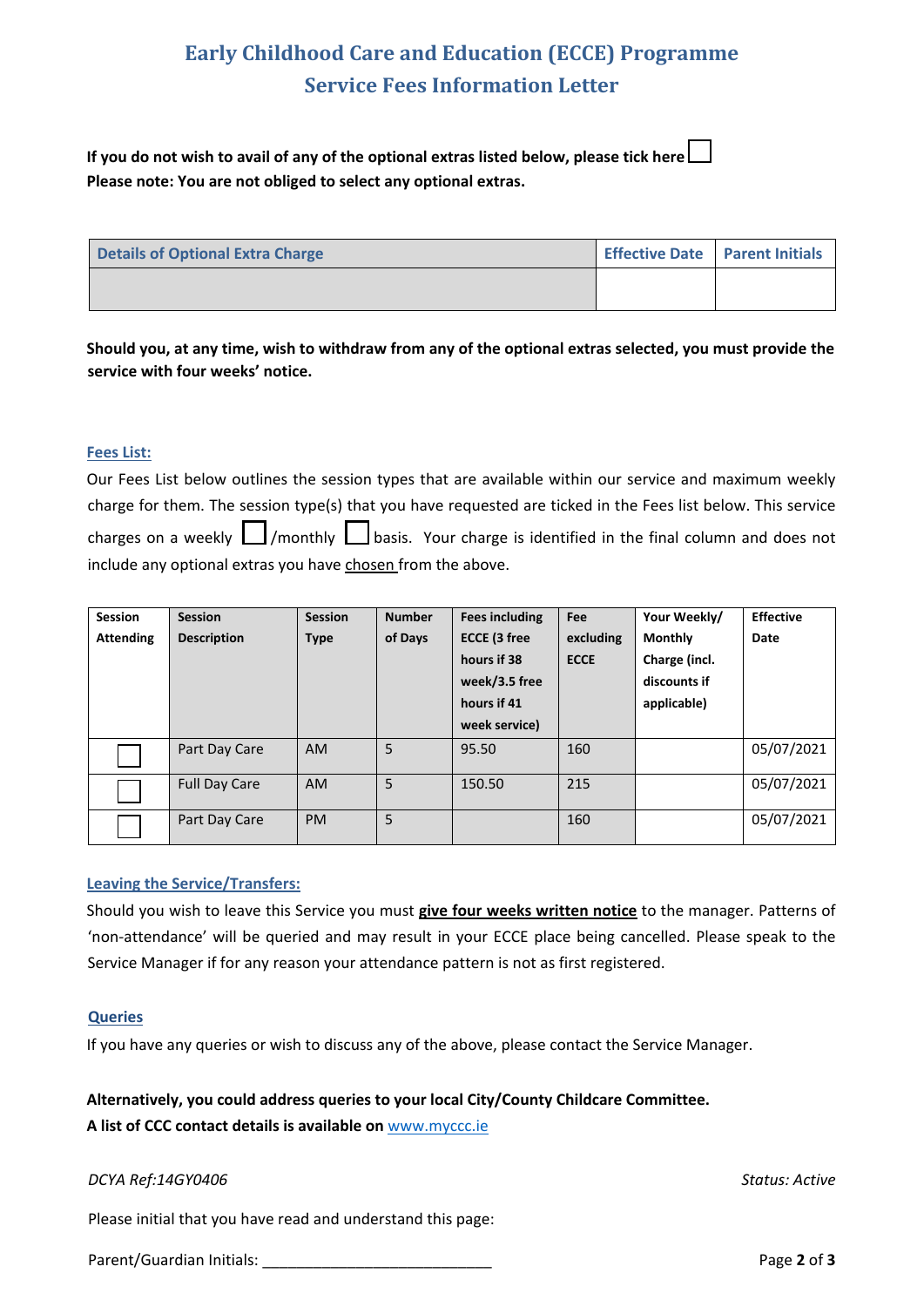# Early Childhood Care and Education (ECCE) Programme
## Service Fees Information Letter

**If you do not wish to avail of any of the optional extras listed below, please tick here** ☐
**Please note: You are not obliged to select any optional extras.**

| Details of Optional Extra Charge | Effective Date | Parent Initials |
|---|---|---|
| | | |

**Should you, at any time, wish to withdraw from any of the optional extras selected, you must provide the service with four weeks' notice.**

### Fees List:

Our Fees List below outlines the session types that are available within our service and maximum weekly charge for them. The session type(s) that you have requested are ticked in the Fees list below. This service charges on a weekly ☐ /monthly ☐ basis. Your charge is identified in the final column and does not include any optional extras you have chosen from the above.

| Session Attending | Session Description | Session Type | Number of Days | Fees including ECCE (3 free hours if 38 week/3.5 free hours if 41 week service) | Fee excluding ECCE | Your Weekly/ Monthly Charge (incl. discounts if applicable) | Effective Date |
|---|---|---|---|---|---|---|---|
| ☐ | Part Day Care | AM | 5 | 95.50 | 160 | | 05/07/2021 |
| ☐ | Full Day Care | AM | 5 | 150.50 | 215 | | 05/07/2021 |
| ☐ | Part Day Care | PM | 5 | | 160 | | 05/07/2021 |

### Leaving the Service/Transfers:

Should you wish to leave this Service you must **give four weeks written notice** to the manager. Patterns of 'non-attendance' will be queried and may result in your ECCE place being cancelled. Please speak to the Service Manager if for any reason your attendance pattern is not as first registered.

### Queries

If you have any queries or wish to discuss any of the above, please contact the Service Manager.

**Alternatively, you could address queries to your local City/County Childcare Committee.**
**A list of CCC contact details is available on** www.myccc.ie

*DCYA Ref:14GY0406* *Status: Active*

Please initial that you have read and understand this page:

Parent/Guardian Initials: ___________________________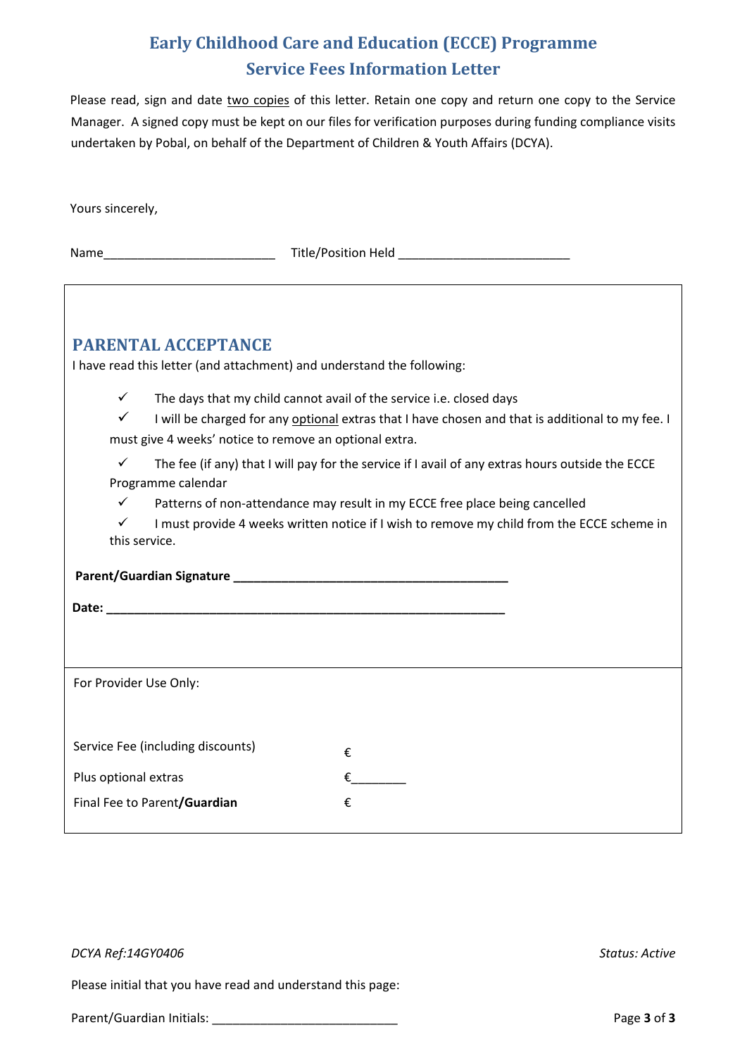# Early Childhood Care and Education (ECCE) Programme
## Service Fees Information Letter

Please read, sign and date two copies of this letter. Retain one copy and return one copy to the Service Manager. A signed copy must be kept on our files for verification purposes during funding compliance visits undertaken by Pobal, on behalf of the Department of Children & Youth Affairs (DCYA).

Yours sincerely,

Name_________________________ Title/Position Held _________________________

## PARENTAL ACCEPTANCE

I have read this letter (and attachment) and understand the following:

- ✓ The days that my child cannot avail of the service i.e. closed days
- ✓ I will be charged for any optional extras that I have chosen and that is additional to my fee. I must give 4 weeks' notice to remove an optional extra.
- ✓ The fee (if any) that I will pay for the service if I avail of any extras hours outside the ECCE Programme calendar
- ✓ Patterns of non-attendance may result in my ECCE free place being cancelled
- ✓ I must provide 4 weeks written notice if I wish to remove my child from the ECCE scheme in this service.

**Parent/Guardian Signature ________________________________________**

**Date: ___________________________________________________________**

For Provider Use Only:

| | |
|---|---|
| Service Fee (including discounts) | € |
| Plus optional extras | €________ |
| Final Fee to Parent/**Guardian** | € |

*DCYA Ref:14GY0406* *Status: Active*

Please initial that you have read and understand this page:

Parent/Guardian Initials: ___________________________